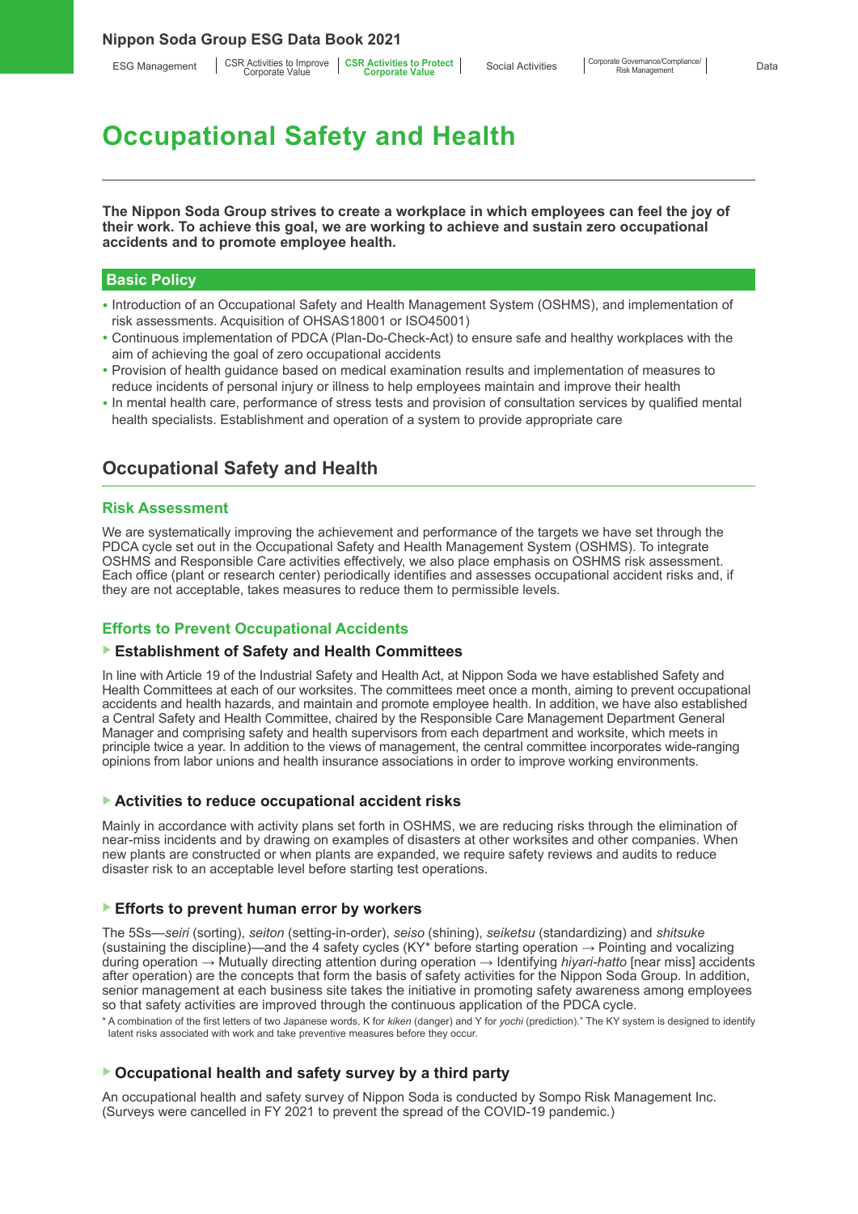# Occupational Safety and Health

**The Nippon Soda Group strives to create a workplace in which employees can feel the joy of their work. To achieve this goal, we are working to achieve and sustain zero occupational accidents and to promote employee health.**

## Basic Policy

- Introduction of an Occupational Safety and Health Management System (OSHMS), and implementation of risk assessments. Acquisition of OHSAS18001 or ISO45001)
- Continuous implementation of PDCA (Plan-Do-Check-Act) to ensure safe and healthy workplaces with the aim of achieving the goal of zero occupational accidents
- Provision of health guidance based on medical examination results and implementation of measures to reduce incidents of personal injury or illness to help employees maintain and improve their health
- In mental health care, performance of stress tests and provision of consultation services by qualified mental health specialists. Establishment and operation of a system to provide appropriate care

## Occupational Safety and Health

### Risk Assessment

We are systematically improving the achievement and performance of the targets we have set through the PDCA cycle set out in the Occupational Safety and Health Management System (OSHMS). To integrate OSHMS and Responsible Care activities effectively, we also place emphasis on OSHMS risk assessment. Each office (plant or research center) periodically identifies and assesses occupational accident risks and, if they are not acceptable, takes measures to reduce them to permissible levels.

### Efforts to Prevent Occupational Accidents

#### Establishment of Safety and Health Committees

In line with Article 19 of the Industrial Safety and Health Act, at Nippon Soda we have established Safety and Health Committees at each of our worksites. The committees meet once a month, aiming to prevent occupational accidents and health hazards, and maintain and promote employee health. In addition, we have also established a Central Safety and Health Committee, chaired by the Responsible Care Management Department General Manager and comprising safety and health supervisors from each department and worksite, which meets in principle twice a year. In addition to the views of management, the central committee incorporates wide-ranging opinions from labor unions and health insurance associations in order to improve working environments.

#### Activities to reduce occupational accident risks

Mainly in accordance with activity plans set forth in OSHMS, we are reducing risks through the elimination of near-miss incidents and by drawing on examples of disasters at other worksites and other companies. When new plants are constructed or when plants are expanded, we require safety reviews and audits to reduce disaster risk to an acceptable level before starting test operations.

#### Efforts to prevent human error by workers

The 5Ss—*seiri* (sorting), *seiton* (setting-in-order), *seiso* (shining), *seiketsu* (standardizing) and *shitsuke* (sustaining the discipline)—and the 4 safety cycles (KY* before starting operation → Pointing and vocalizing during operation → Mutually directing attention during operation → Identifying *hiyari-hatto* [near miss] accidents after operation) are the concepts that form the basis of safety activities for the Nippon Soda Group. In addition, senior management at each business site takes the initiative in promoting safety awareness among employees so that safety activities are improved through the continuous application of the PDCA cycle.

\* A combination of the first letters of two Japanese words, K for *kiken* (danger) and Y for *yochi* (prediction)." The KY system is designed to identify latent risks associated with work and take preventive measures before they occur.

#### Occupational health and safety survey by a third party

An occupational health and safety survey of Nippon Soda is conducted by Sompo Risk Management Inc. (Surveys were cancelled in FY 2021 to prevent the spread of the COVID-19 pandemic.)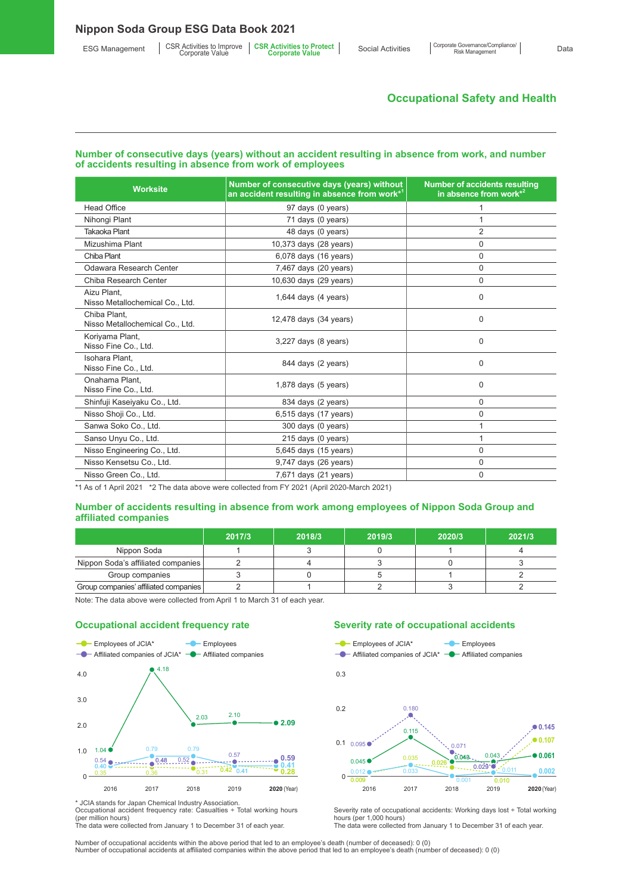## Occupational Safety and Health

### Number of consecutive days (years) without an accident resulting in absence from work, and number of accidents resulting in absence from work of employees

| Worksite | Number of consecutive days (years) without an accident resulting in absence from work*1 | Number of accidents resulting in absence from work*2 |
|---|---|---|
| Head Office | 97 days (0 years) | 1 |
| Nihongi Plant | 71 days (0 years) | 1 |
| Takaoka Plant | 48 days (0 years) | 2 |
| Mizushima Plant | 10,373 days (28 years) | 0 |
| Chiba Plant | 6,078 days (16 years) | 0 |
| Odawara Research Center | 7,467 days (20 years) | 0 |
| Chiba Research Center | 10,630 days (29 years) | 0 |
| Aizu Plant, Nisso Metallochemical Co., Ltd. | 1,644 days (4 years) | 0 |
| Chiba Plant, Nisso Metallochemical Co., Ltd. | 12,478 days (34 years) | 0 |
| Koriyama Plant, Nisso Fine Co., Ltd. | 3,227 days (8 years) | 0 |
| Isohara Plant, Nisso Fine Co., Ltd. | 844 days (2 years) | 0 |
| Onahama Plant, Nisso Fine Co., Ltd. | 1,878 days (5 years) | 0 |
| Shinfuji Kaseiyaku Co., Ltd. | 834 days (2 years) | 0 |
| Nisso Shoji Co., Ltd. | 6,515 days (17 years) | 0 |
| Sanwa Soko Co., Ltd. | 300 days (0 years) | 1 |
| Sanso Unyu Co., Ltd. | 215 days (0 years) | 1 |
| Nisso Engineering Co., Ltd. | 5,645 days (15 years) | 0 |
| Nisso Kensetsu Co., Ltd. | 9,747 days (26 years) | 0 |
| Nisso Green Co., Ltd. | 7,671 days (21 years) | 0 |

*1 As of 1 April 2021 *2 The data above were collected from FY 2021 (April 2020-March 2021)

### Number of accidents resulting in absence from work among employees of Nippon Soda Group and affiliated companies

| | 2017/3 | 2018/3 | 2019/3 | 2020/3 | 2021/3 |
|---|---|---|---|---|---|
| Nippon Soda | 1 | 3 | 0 | 1 | 4 |
| Nippon Soda's affiliated companies | 2 | 4 | 3 | 0 | 3 |
| Group companies | 3 | 0 | 5 | 1 | 2 |
| Group companies' affiliated companies | 2 | 1 | 1 | 3 | 2 |

Note: The data above were collected from April 1 to March 31 of each year.

### Occupational accident frequency rate

| Year | Employees of JCIA* | Employees | Affiliated companies of JCIA* | Affiliated companies |
|---|---|---|---|---|
| 2016 | 0.35 | 0.40 | 0.54 | 1.04 |
| 2017 | 0.36 | 0.79 | 0.48 | 4.18 |
| 2018 | 0.31 | 0.79 | 0.52 | 2.03 |
| 2019 | 0.42 | 0.41 | 0.57 | 2.10 |
| 2020 | 0.28 | 0.41 | 0.59 | 2.09 |

\* JCIA stands for Japan Chemical Industry Association.
Occupational accident frequency rate: Casualties ÷ Total working hours (per million hours)
The data were collected from January 1 to December 31 of each year.

### Severity rate of occupational accidents

| Year | Employees of JCIA* | Employees | Affiliated companies of JCIA* | Affiliated companies |
|---|---|---|---|---|
| 2016 | 0.009 | 0.012 | 0.095 | 0.045 |
| 2017 | 0.035 | 0.033 | 0.180 | 0.115 |
| 2018 | 0.026 | 0.001 | 0.071 | 0.043 |
| 2019 | 0.010 | 0.011 | 0.029 | 0.043 |
| 2020 | 0.107 | 0.002 | 0.145 | 0.061 |

Severity rate of occupational accidents: Working days lost ÷ Total working hours (per 1,000 hours)
The data were collected from January 1 to December 31 of each year.

Number of occupational accidents within the above period that led to an employee's death (number of deceased): 0 (0)
Number of occupational accidents at affiliated companies within the above period that led to an employee's death (number of deceased): 0 (0)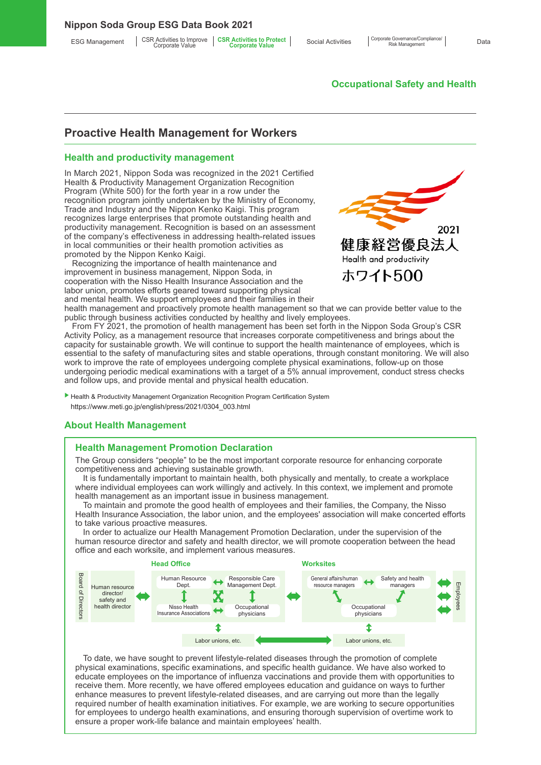## Occupational Safety and Health

# Proactive Health Management for Workers

## Health and productivity management

In March 2021, Nippon Soda was recognized in the 2021 Certified Health & Productivity Management Organization Recognition Program (White 500) for the forth year in a row under the recognition program jointly undertaken by the Ministry of Economy, Trade and Industry and the Nippon Kenko Kaigi. This program recognizes large enterprises that promote outstanding health and productivity management. Recognition is based on an assessment of the company's effectiveness in addressing health-related issues in local communities or their health promotion activities as promoted by the Nippon Kenko Kaigi.

2021
健康経営優良法人
Health and productivity
ホワイト500

Recognizing the importance of health maintenance and improvement in business management, Nippon Soda, in cooperation with the Nisso Health Insurance Association and the labor union, promotes efforts geared toward supporting physical and mental health. We support employees and their families in their health management and proactively promote health management so that we can provide better value to the public through business activities conducted by healthy and lively employees.

From FY 2021, the promotion of health management has been set forth in the Nippon Soda Group's CSR Activity Policy, as a management resource that increases corporate competitiveness and brings about the capacity for sustainable growth. We will continue to support the health maintenance of employees, which is essential to the safety of manufacturing sites and stable operations, through constant monitoring. We will also work to improve the rate of employees undergoing complete physical examinations, follow-up on those undergoing periodic medical examinations with a target of a 5% annual improvement, conduct stress checks and follow ups, and provide mental and physical health education.

▶ Health & Productivity Management Organization Recognition Program Certification System
https://www.meti.go.jp/english/press/2021/0304_003.html

## About Health Management

### Health Management Promotion Declaration

The Group considers "people" to be the most important corporate resource for enhancing corporate competitiveness and achieving sustainable growth.

It is fundamentally important to maintain health, both physically and mentally, to create a workplace where individual employees can work willingly and actively. In this context, we implement and promote health management as an important issue in business management.

To maintain and promote the good health of employees and their families, the Company, the Nisso Health Insurance Association, the labor union, and the employees' association will make concerted efforts to take various proactive measures.

In order to actualize our Health Management Promotion Declaration, under the supervision of the human resource director and safety and health director, we will promote cooperation between the head office and each worksite, and implement various measures.

Board of Directors ↔ Human resource director/ safety and health director ↔ **Head Office**: Human Resource Dept., Responsible Care Management Dept., Nisso Health Insurance Associations, Occupational physicians ↔ **Worksites**: General affairs/human resource managers, Safety and health managers, Occupational physicians ↔ Employees
Labor unions, etc. (Head Office) ↔ Labor unions, etc. (Worksites)

To date, we have sought to prevent lifestyle-related diseases through the promotion of complete physical examinations, specific examinations, and specific health guidance. We have also worked to educate employees on the importance of influenza vaccinations and provide them with opportunities to receive them. More recently, we have offered employees education and guidance on ways to further enhance measures to prevent lifestyle-related diseases, and are carrying out more than the legally required number of health examination initiatives. For example, we are working to secure opportunities for employees to undergo health examinations, and ensuring thorough supervision of overtime work to ensure a proper work-life balance and maintain employees' health.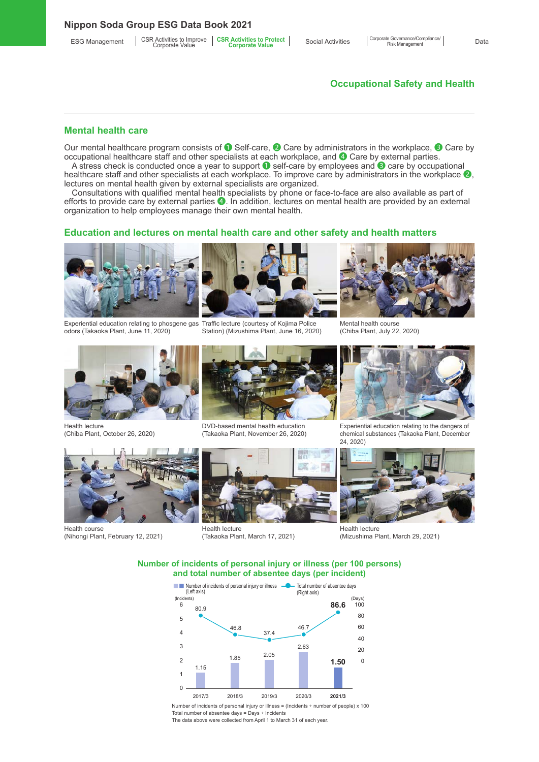## Occupational Safety and Health

### Mental health care

Our mental healthcare program consists of ❶ Self-care, ❷ Care by administrators in the workplace, ❸ Care by occupational healthcare staff and other specialists at each workplace, and ❹ Care by external parties.

A stress check is conducted once a year to support ❶ self-care by employees and ❸ care by occupational healthcare staff and other specialists at each workplace. To improve care by administrators in the workplace ❷, lectures on mental health given by external specialists are organized.

Consultations with qualified mental health specialists by phone or face-to-face are also available as part of efforts to provide care by external parties ❹. In addition, lectures on mental health are provided by an external organization to help employees manage their own mental health.

### Education and lectures on mental health care and other safety and health matters

Experiential education relating to phosgene gas odors (Takaoka Plant, June 11, 2020)

Traffic lecture (courtesy of Kojima Police Station) (Mizushima Plant, June 16, 2020)

Mental health course (Chiba Plant, July 22, 2020)

Health lecture (Chiba Plant, October 26, 2020)

DVD-based mental health education (Takaoka Plant, November 26, 2020)

Experiential education relating to the dangers of chemical substances (Takaoka Plant, December 24, 2020)

Health course (Nihongi Plant, February 12, 2021)

Health lecture (Takaoka Plant, March 17, 2021)

Health lecture (Mizushima Plant, March 29, 2021)

### Number of incidents of personal injury or illness (per 100 persons) and total number of absentee days (per incident)

| | 2017/3 | 2018/3 | 2019/3 | 2020/3 | 2021/3 |
|---|---|---|---|---|---|
| Number of incidents of personal injury or illness (Left axis, Incidents) | 1.15 | 1.85 | 2.05 | 2.63 | **1.50** |
| Total number of absentee days (Right axis, Days) | 80.9 | 46.8 | 37.4 | 46.7 | **86.6** |

Number of incidents of personal injury or illness = (Incidents ÷ number of people) x 100
Total number of absentee days = Days ÷ Incidents
The data above were collected from April 1 to March 31 of each year.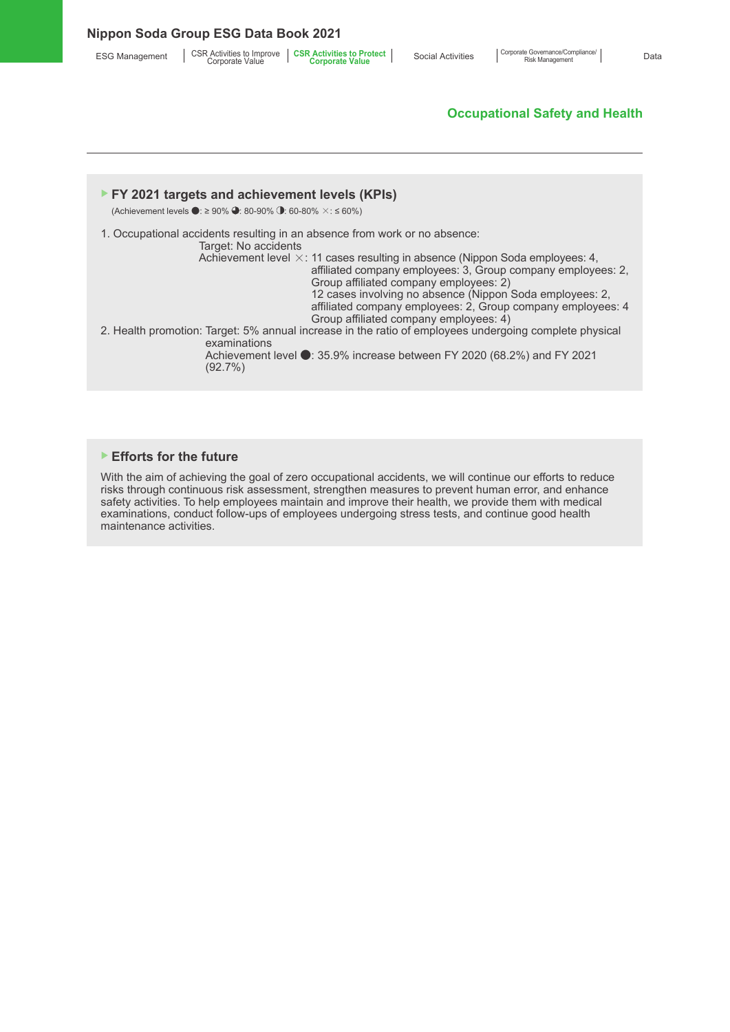## Occupational Safety and Health

### FY 2021 targets and achievement levels (KPIs)

(Achievement levels ●: ≥ 90% ◕: 80-90% ◑: 60-80% ×: ≤ 60%)

1. Occupational accidents resulting in an absence from work or no absence:
   Target: No accidents
   Achievement level ×: 11 cases resulting in absence (Nippon Soda employees: 4, affiliated company employees: 3, Group company employees: 2, Group affiliated company employees: 2)
   12 cases involving no absence (Nippon Soda employees: 2, affiliated company employees: 2, Group company employees: 4 Group affiliated company employees: 4)
2. Health promotion: Target: 5% annual increase in the ratio of employees undergoing complete physical examinations
   Achievement level ●: 35.9% increase between FY 2020 (68.2%) and FY 2021 (92.7%)

### Efforts for the future

With the aim of achieving the goal of zero occupational accidents, we will continue our efforts to reduce risks through continuous risk assessment, strengthen measures to prevent human error, and enhance safety activities. To help employees maintain and improve their health, we provide them with medical examinations, conduct follow-ups of employees undergoing stress tests, and continue good health maintenance activities.